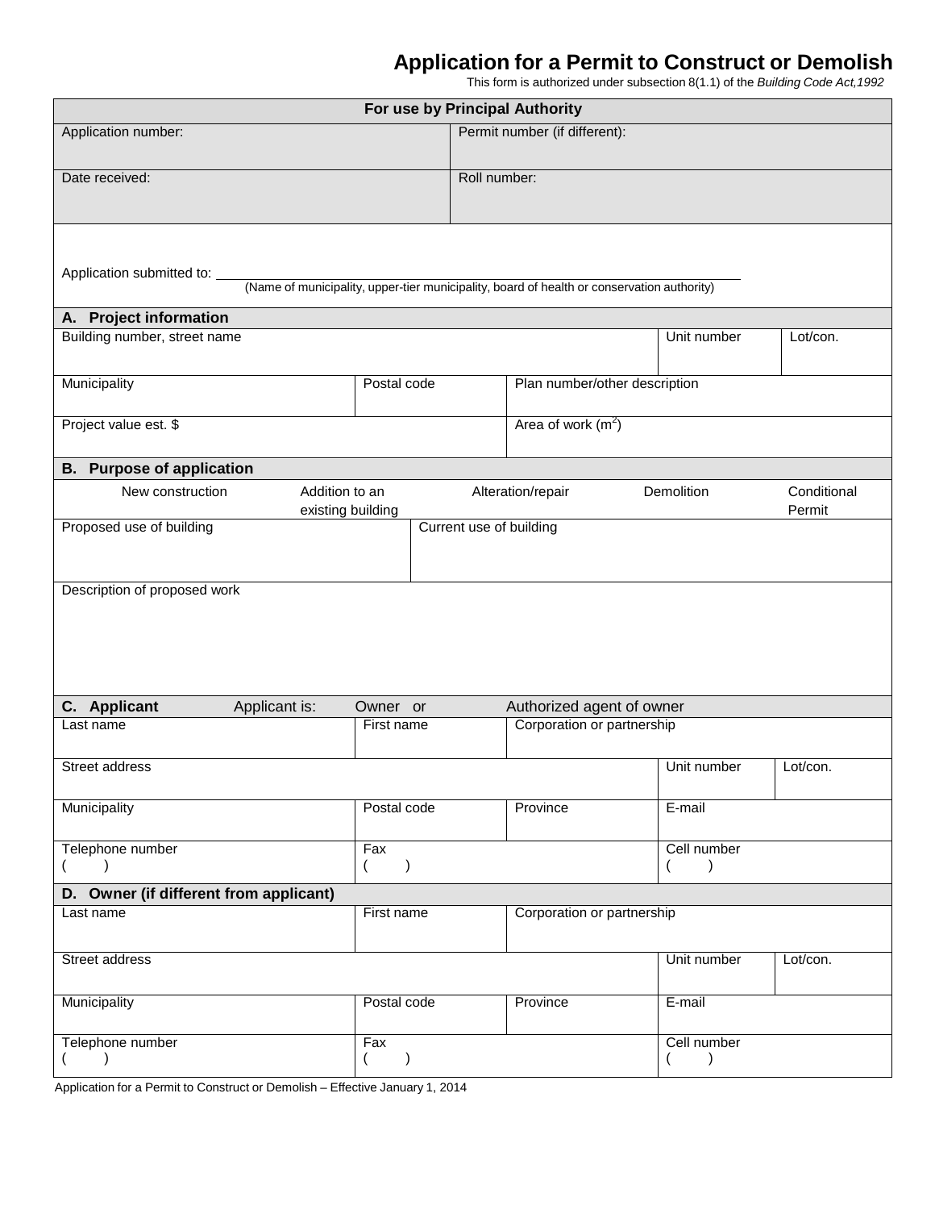# Application for a Permit to Construct or Demolish

This form is authorized under subsection 8(1.1) of the *Building Code Act,1992*

| For use by Principal Authority | |
|---|---|
| Application number: | Permit number (if different): |
| Date received: | Roll number: |

Application submitted to: ____________________________________________
(Name of municipality, upper-tier municipality, board of health or conservation authority)

## A. Project information

| Building number, street name | | Unit number | Lot/con. |
|---|---|---|---|
| Municipality | Postal code | Plan number/other description | |
| Project value est. $ | | Area of work ($m^2$) | |

## B. Purpose of application

New construction | Addition to an existing building | Alteration/repair | Demolition | Conditional Permit

| Proposed use of building | Current use of building |
|---|---|
| | |

Description of proposed work

## C. Applicant

Applicant is: Owner or Authorized agent of owner

| Last name | First name | Corporation or partnership | | |
|---|---|---|---|---|
| Street address | | | Unit number | Lot/con. |
| Municipality | Postal code | Province | E-mail | |
| Telephone number ( ) | Fax ( ) | | Cell number ( ) | |

## D. Owner (if different from applicant)

| Last name | First name | Corporation or partnership | | |
|---|---|---|---|---|
| Street address | | | Unit number | Lot/con. |
| Municipality | Postal code | Province | E-mail | |
| Telephone number ( ) | Fax ( ) | | Cell number ( ) | |

Application for a Permit to Construct or Demolish – Effective January 1, 2014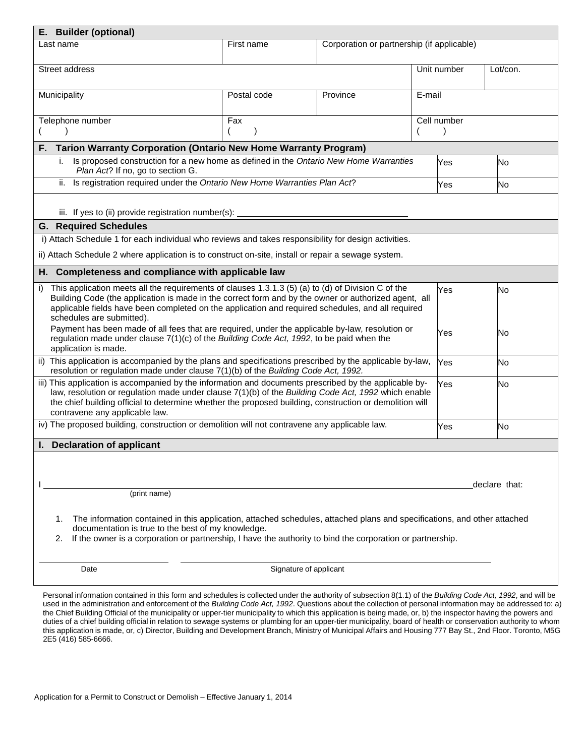## E. Builder (optional)

| Last name | First name | Corporation or partnership (if applicable) | | |
|---|---|---|---|---|
| Street address | | | Unit number | Lot/con. |
| Municipality | Postal code | Province | E-mail | |
| Telephone number<br>( ) | Fax<br>( ) | | Cell number<br>( ) | |

## F. Tarion Warranty Corporation (Ontario New Home Warranty Program)

| | | |
|---|---|---|
| i. Is proposed construction for a new home as defined in the *Ontario New Home Warranties Plan Act*? If no, go to section G. | Yes | No |
| ii. Is registration required under the *Ontario New Home Warranties Plan Act*? | Yes | No |

iii. If yes to (ii) provide registration number(s): ______________________________

## G. Required Schedules

i) Attach Schedule 1 for each individual who reviews and takes responsibility for design activities.

ii) Attach Schedule 2 where application is to construct on-site, install or repair a sewage system.

## H. Completeness and compliance with applicable law

| | | |
|---|---|---|
| i) This application meets all the requirements of clauses 1.3.1.3 (5) (a) to (d) of Division C of the Building Code (the application is made in the correct form and by the owner or authorized agent, all applicable fields have been completed on the application and required schedules, and all required schedules are submitted). | Yes | No |
| Payment has been made of all fees that are required, under the applicable by-law, resolution or regulation made under clause 7(1)(c) of the *Building Code Act, 1992*, to be paid when the application is made. | Yes | No |
| ii) This application is accompanied by the plans and specifications prescribed by the applicable by-law, resolution or regulation made under clause 7(1)(b) of the *Building Code Act, 1992.* | Yes | No |
| iii) This application is accompanied by the information and documents prescribed by the applicable by-law, resolution or regulation made under clause 7(1)(b) of the *Building Code Act, 1992* which enable the chief building official to determine whether the proposed building, construction or demolition will contravene any applicable law. | Yes | No |
| iv) The proposed building, construction or demolition will not contravene any applicable law. | Yes | No |

## I. Declaration of applicant

I ______________________________________________ declare that:
(print name)

1. The information contained in this application, attached schedules, attached plans and specifications, and other attached documentation is true to the best of my knowledge.
2. If the owner is a corporation or partnership, I have the authority to bind the corporation or partnership.

______________________ ______________________________________

Date Signature of applicant

Personal information contained in this form and schedules is collected under the authority of subsection 8(1.1) of the *Building Code Act, 1992*, and will be used in the administration and enforcement of the *Building Code Act, 1992*. Questions about the collection of personal information may be addressed to: a) the Chief Building Official of the municipality or upper-tier municipality to which this application is being made, or, b) the inspector having the powers and duties of a chief building official in relation to sewage systems or plumbing for an upper-tier municipality, board of health or conservation authority to whom this application is made, or, c) Director, Building and Development Branch, Ministry of Municipal Affairs and Housing 777 Bay St., 2nd Floor. Toronto, M5G 2E5 (416) 585-6666.

Application for a Permit to Construct or Demolish – Effective January 1, 2014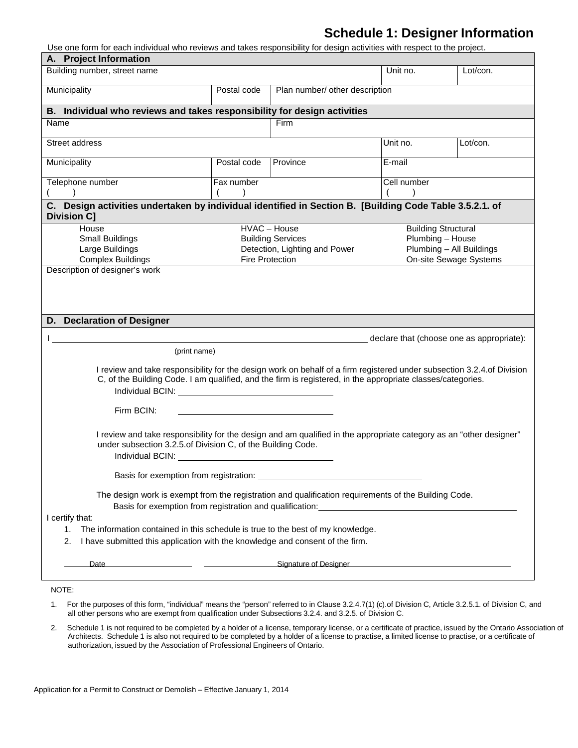# Schedule 1: Designer Information

Use one form for each individual who reviews and takes responsibility for design activities with respect to the project.

## A. Project Information

| Building number, street name | | | Unit no. | Lot/con. |
|---|---|---|---|---|
| Municipality | Postal code | Plan number/ other description | | |

## B. Individual who reviews and takes responsibility for design activities

| Name | | Firm | | |
|---|---|---|---|---|
| Street address | | | Unit no. | Lot/con. |
| Municipality | Postal code | Province | E-mail | |
| Telephone number ( ) | Fax number ( ) | | Cell number ( ) | |

## C. Design activities undertaken by individual identified in Section B. [Building Code Table 3.5.2.1. of Division C]

| | | |
|---|---|---|
| House | HVAC – House | Building Structural |
| Small Buildings | Building Services | Plumbing – House |
| Large Buildings | Detection, Lighting and Power | Plumbing – All Buildings |
| Complex Buildings | Fire Protection | On-site Sewage Systems |

Description of designer's work

## D. Declaration of Designer

I ______________________________ declare that (choose one as appropriate):
(print name)

I review and take responsibility for the design work on behalf of a firm registered under subsection 3.2.4.of Division C, of the Building Code. I am qualified, and the firm is registered, in the appropriate classes/categories.

Individual BCIN: ______________________

Firm BCIN: ______________________

I review and take responsibility for the design and am qualified in the appropriate category as an "other designer" under subsection 3.2.5.of Division C, of the Building Code.

Individual BCIN: ______________________

Basis for exemption from registration: ______________________

The design work is exempt from the registration and qualification requirements of the Building Code.

Basis for exemption from registration and qualification: ______________________

I certify that:

1. The information contained in this schedule is true to the best of my knowledge.
2. I have submitted this application with the knowledge and consent of the firm.

Date ______________________ Signature of Designer ______________________

NOTE:

1. For the purposes of this form, "individual" means the "person" referred to in Clause 3.2.4.7(1) (c).of Division C, Article 3.2.5.1. of Division C, and all other persons who are exempt from qualification under Subsections 3.2.4. and 3.2.5. of Division C.

2. Schedule 1 is not required to be completed by a holder of a license, temporary license, or a certificate of practice, issued by the Ontario Association of Architects. Schedule 1 is also not required to be completed by a holder of a license to practise, a limited license to practise, or a certificate of authorization, issued by the Association of Professional Engineers of Ontario.

Application for a Permit to Construct or Demolish – Effective January 1, 2014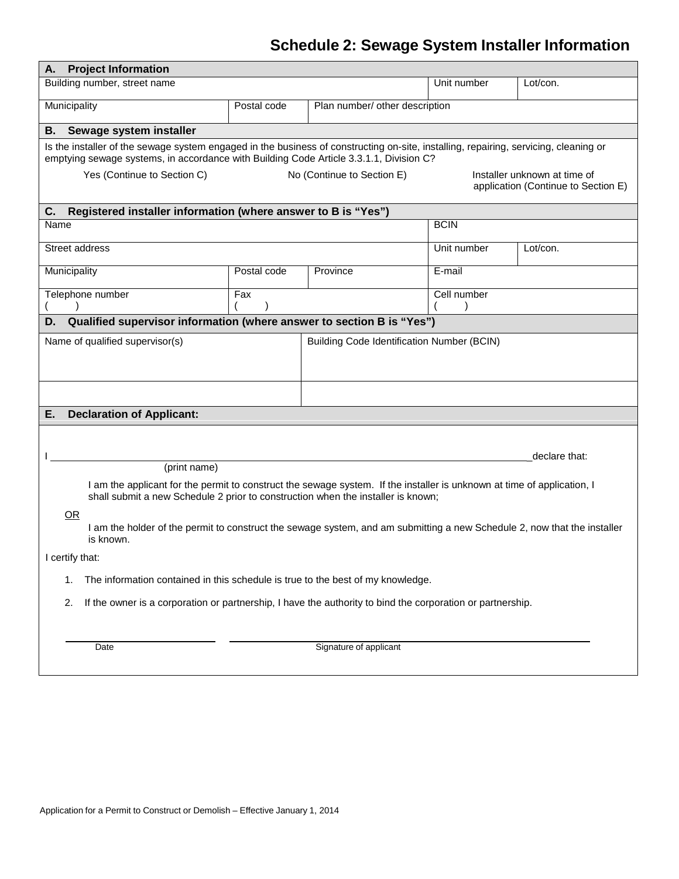# Schedule 2: Sewage System Installer Information

| **A. Project Information** | | | | |
|---|---|---|---|---|
| Building number, street name | | | Unit number | Lot/con. |
| Municipality | Postal code | Plan number/ other description | | |

**B. Sewage system installer**

Is the installer of the sewage system engaged in the business of constructing on-site, installing, repairing, servicing, cleaning or emptying sewage systems, in accordance with Building Code Article 3.3.1.1, Division C?

Yes (Continue to Section C) No (Continue to Section E) Installer unknown at time of application (Continue to Section E)

| **C. Registered installer information (where answer to B is "Yes")** | | | | |
|---|---|---|---|---|
| Name | | | BCIN | |
| Street address | | | Unit number | Lot/con. |
| Municipality | Postal code | Province | E-mail | |
| Telephone number ( ) | Fax ( ) | | Cell number ( ) | |

| **D. Qualified supervisor information (where answer to section B is "Yes")** | |
|---|---|
| Name of qualified supervisor(s) | Building Code Identification Number (BCIN) |
| | |

**E. Declaration of Applicant:**

I ______________________________________________ declare that:
(print name)

I am the applicant for the permit to construct the sewage system. If the installer is unknown at time of application, I shall submit a new Schedule 2 prior to construction when the installer is known;

OR

I am the holder of the permit to construct the sewage system, and am submitting a new Schedule 2, now that the installer is known.

I certify that:

1. The information contained in this schedule is true to the best of my knowledge.
2. If the owner is a corporation or partnership, I have the authority to bind the corporation or partnership.

______________________ ______________________________________
Date Signature of applicant

Application for a Permit to Construct or Demolish – Effective January 1, 2014